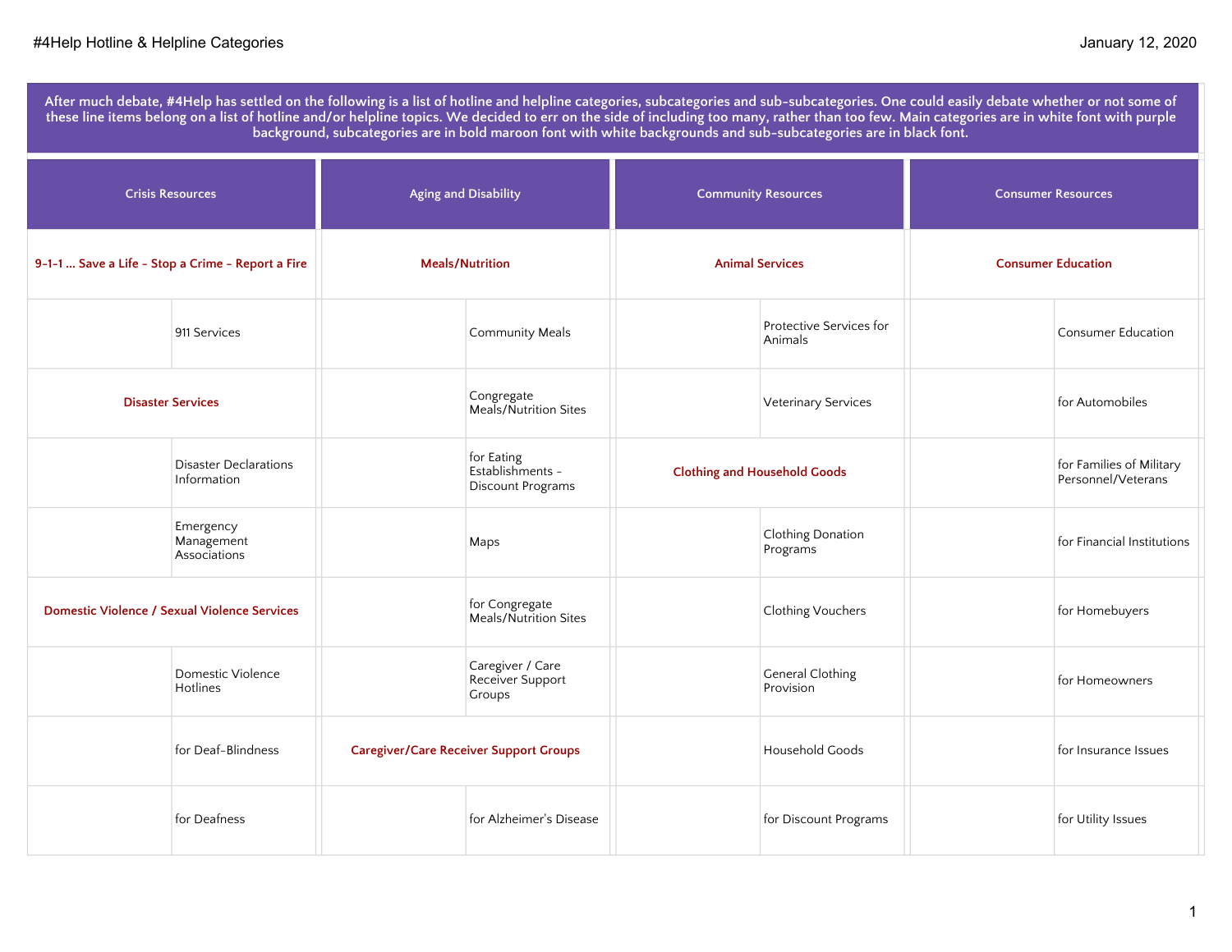#4Help Hotline & Helpline Categories

January 12, 2020

**After much debate, #4Help has settled on the following is a list of hotline and helpline categories, subcategories and sub-subcategories. One could easily debate whether or not some of these line items belong on a list of hotline and/or helpline topics. We decided to err on the side of including too many, rather than too few. Main categories are in white font with purple background, subcategories are in bold maroon font with white backgrounds and sub-subcategories are in black font.**

| Crisis Resources | | Aging and Disability | | Community Resources | | Consumer Resources | |
|---|---|---|---|---|---|---|---|
| **9-1-1 ... Save a Life - Stop a Crime - Report a Fire** | | **Meals/Nutrition** | | **Animal Services** | | **Consumer Education** | |
| | 911 Services | | Community Meals | | Protective Services for Animals | | Consumer Education |
| **Disaster Services** | | | Congregate Meals/Nutrition Sites | | Veterinary Services | | for Automobiles |
| | Disaster Declarations Information | | for Eating Establishments - Discount Programs | **Clothing and Household Goods** | | | for Families of Military Personnel/Veterans |
| | Emergency Management Associations | | Maps | | Clothing Donation Programs | | for Financial Institutions |
| **Domestic Violence / Sexual Violence Services** | | | for Congregate Meals/Nutrition Sites | | Clothing Vouchers | | for Homebuyers |
| | Domestic Violence Hotlines | | Caregiver / Care Receiver Support Groups | | General Clothing Provision | | for Homeowners |
| | for Deaf-Blindness | **Caregiver/Care Receiver Support Groups** | | | Household Goods | | for Insurance Issues |
| | for Deafness | | for Alzheimer's Disease | | for Discount Programs | | for Utility Issues |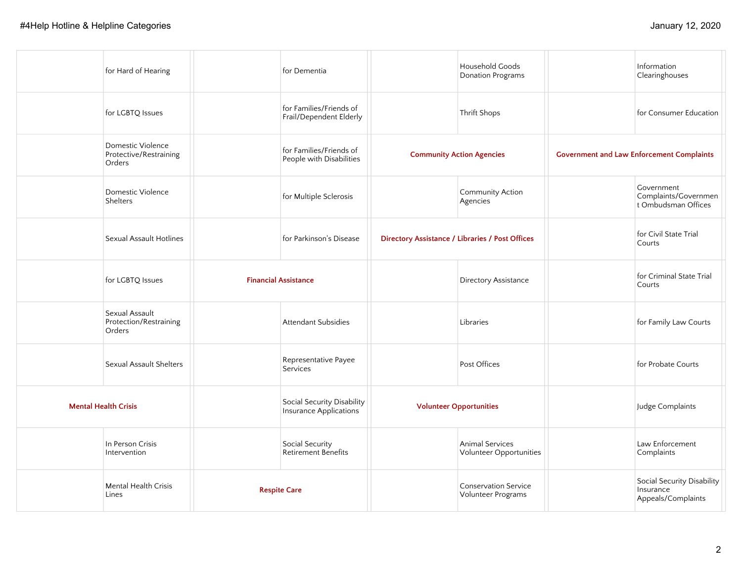| | | | | | | | |
|---|---|---|---|---|---|---|---|
| | for Hard of Hearing | | for Dementia | | Household Goods Donation Programs | | Information Clearinghouses |
| | for LGBTQ Issues | | for Families/Friends of Frail/Dependent Elderly | | Thrift Shops | | for Consumer Education |
| | Domestic Violence Protective/Restraining Orders | | for Families/Friends of People with Disabilities | **Community Action Agencies** | | **Government and Law Enforcement Complaints** | |
| | Domestic Violence Shelters | | for Multiple Sclerosis | | Community Action Agencies | | Government Complaints/Government Ombudsman Offices |
| | Sexual Assault Hotlines | | for Parkinson's Disease | **Directory Assistance / Libraries / Post Offices** | | | for Civil State Trial Courts |
| | for LGBTQ Issues | **Financial Assistance** | | | Directory Assistance | | for Criminal State Trial Courts |
| | Sexual Assault Protection/Restraining Orders | | Attendant Subsidies | | Libraries | | for Family Law Courts |
| | Sexual Assault Shelters | | Representative Payee Services | | Post Offices | | for Probate Courts |
| **Mental Health Crisis** | | | Social Security Disability Insurance Applications | **Volunteer Opportunities** | | | Judge Complaints |
| | In Person Crisis Intervention | | Social Security Retirement Benefits | | Animal Services Volunteer Opportunities | | Law Enforcement Complaints |
| | Mental Health Crisis Lines | **Respite Care** | | | Conservation Service Volunteer Programs | | Social Security Disability Insurance Appeals/Complaints |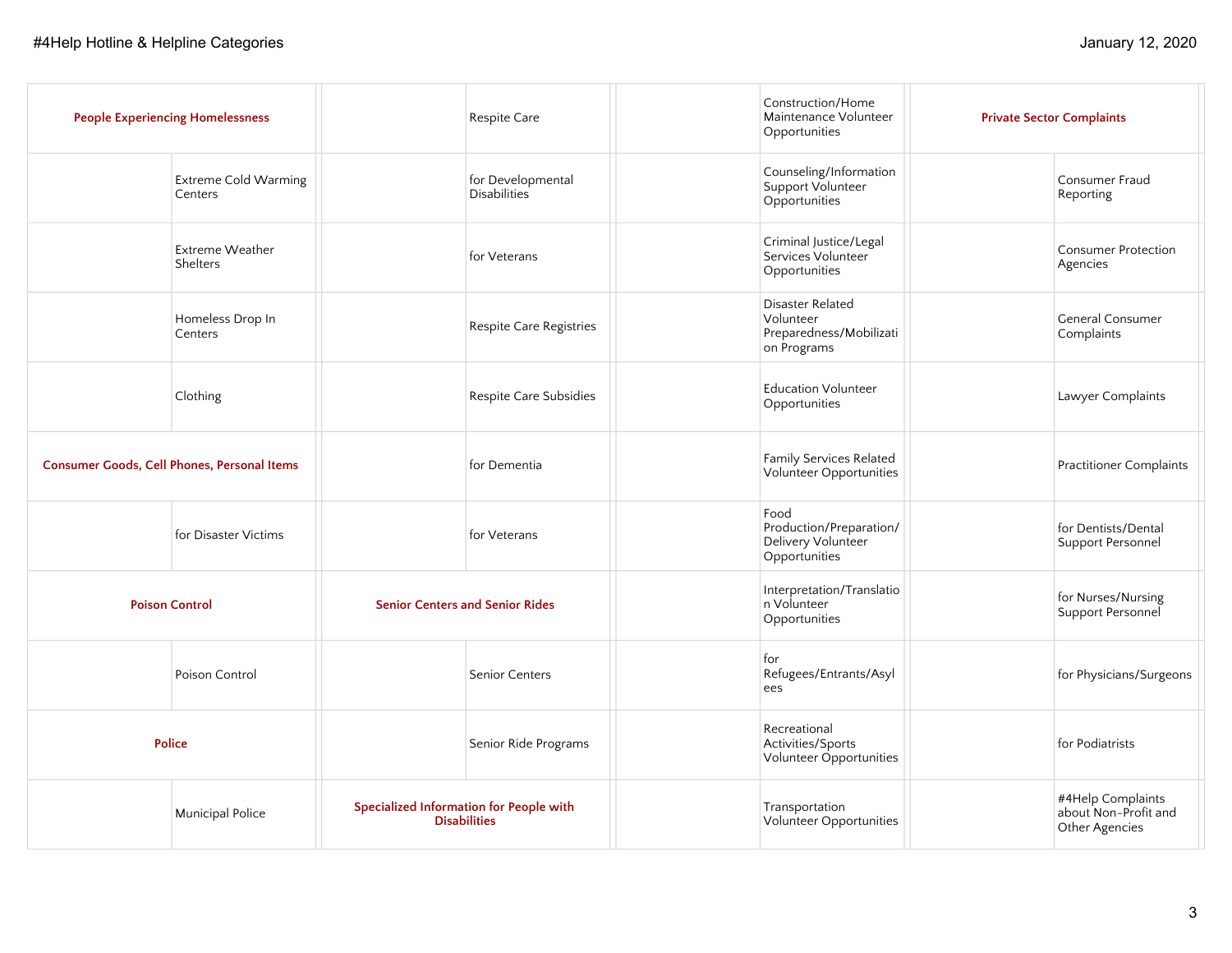| People Experiencing Homelessness | | | Respite Care | | Construction/Home Maintenance Volunteer Opportunities | Private Sector Complaints | |
|---|---|---|---|---|---|---|---|
| | Extreme Cold Warming Centers | | for Developmental Disabilities | | Counseling/Information Support Volunteer Opportunities | | Consumer Fraud Reporting |
| | Extreme Weather Shelters | | for Veterans | | Criminal Justice/Legal Services Volunteer Opportunities | | Consumer Protection Agencies |
| | Homeless Drop In Centers | | Respite Care Registries | | Disaster Related Volunteer Preparedness/Mobilization Programs | | General Consumer Complaints |
| | Clothing | | Respite Care Subsidies | | Education Volunteer Opportunities | | Lawyer Complaints |
| Consumer Goods, Cell Phones, Personal Items | | | for Dementia | | Family Services Related Volunteer Opportunities | | Practitioner Complaints |
| | for Disaster Victims | | for Veterans | | Food Production/Preparation/Delivery Volunteer Opportunities | | for Dentists/Dental Support Personnel |
| Poison Control | | Senior Centers and Senior Rides | | | Interpretation/Translation Volunteer Opportunities | | for Nurses/Nursing Support Personnel |
| | Poison Control | | Senior Centers | | for Refugees/Entrants/Asylees | | for Physicians/Surgeons |
| Police | | | Senior Ride Programs | | Recreational Activities/Sports Volunteer Opportunities | | for Podiatrists |
| | Municipal Police | Specialized Information for People with Disabilities | | | Transportation Volunteer Opportunities | | #4Help Complaints about Non-Profit and Other Agencies |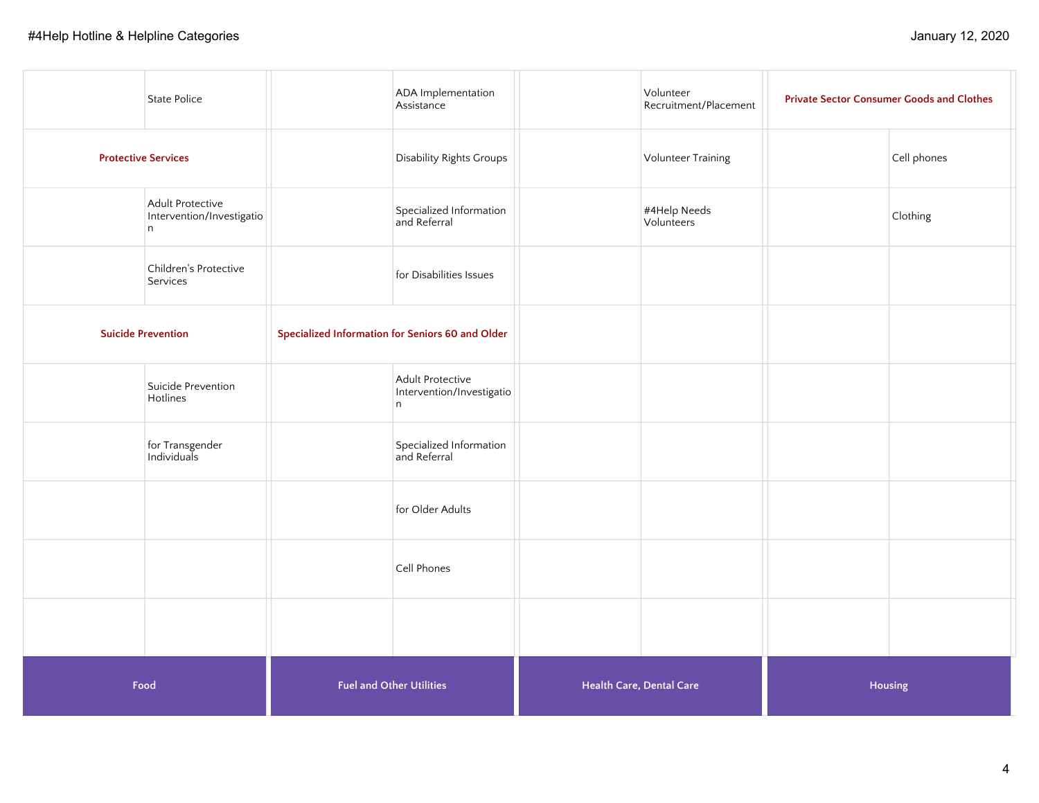| | | | | | | | |
|---|---|---|---|---|---|---|---|
| | State Police | | ADA Implementation Assistance | | Volunteer Recruitment/Placement | **Private Sector Consumer Goods and Clothes** | |
| **Protective Services** | | | Disability Rights Groups | | Volunteer Training | | Cell phones |
| | Adult Protective Intervention/Investigation | | Specialized Information and Referral | | #4Help Needs Volunteers | | Clothing |
| | Children's Protective Services | | for Disabilities Issues | | | | |
| **Suicide Prevention** | | **Specialized Information for Seniors 60 and Older** | | | | | |
| | Suicide Prevention Hotlines | | Adult Protective Intervention/Investigation | | | | |
| | for Transgender Individuals | | Specialized Information and Referral | | | | |
| | | | for Older Adults | | | | |
| | | | Cell Phones | | | | |
| | | | | | | | |
| **Food** | | **Fuel and Other Utilities** | | **Health Care, Dental Care** | | **Housing** | |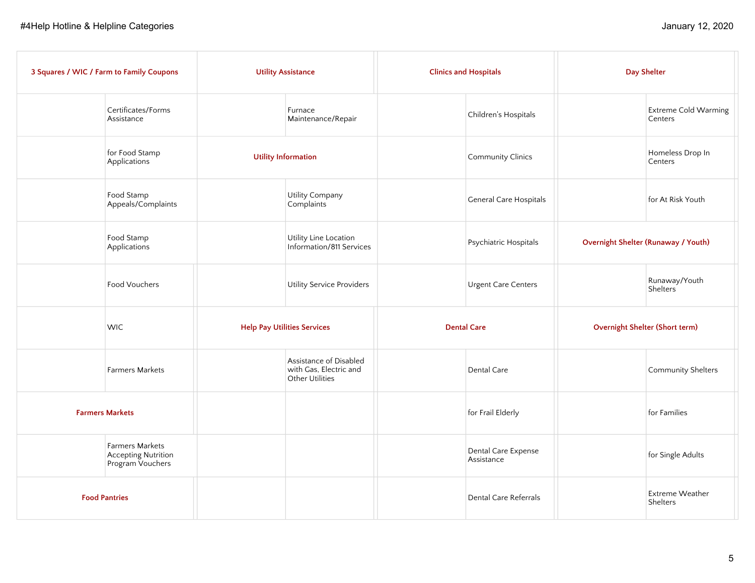| 3 Squares / WIC / Farm to Family Coupons | | Utility Assistance | | Clinics and Hospitals | | Day Shelter | |
|---|---|---|---|---|---|---|---|
| | Certificates/Forms Assistance | | Furnace Maintenance/Repair | | Children's Hospitals | | Extreme Cold Warming Centers |
| | for Food Stamp Applications | **Utility Information** | | | Community Clinics | | Homeless Drop In Centers |
| | Food Stamp Appeals/Complaints | | Utility Company Complaints | | General Care Hospitals | | for At Risk Youth |
| | Food Stamp Applications | | Utility Line Location Information/811 Services | | Psychiatric Hospitals | **Overnight Shelter (Runaway / Youth)** | |
| | Food Vouchers | | Utility Service Providers | | Urgent Care Centers | | Runaway/Youth Shelters |
| | WIC | **Help Pay Utilities Services** | | **Dental Care** | | **Overnight Shelter (Short term)** | |
| | Farmers Markets | | Assistance of Disabled with Gas, Electric and Other Utilities | | Dental Care | | Community Shelters |
| **Farmers Markets** | | | | | for Frail Elderly | | for Families |
| | Farmers Markets Accepting Nutrition Program Vouchers | | | | Dental Care Expense Assistance | | for Single Adults |
| **Food Pantries** | | | | | Dental Care Referrals | | Extreme Weather Shelters |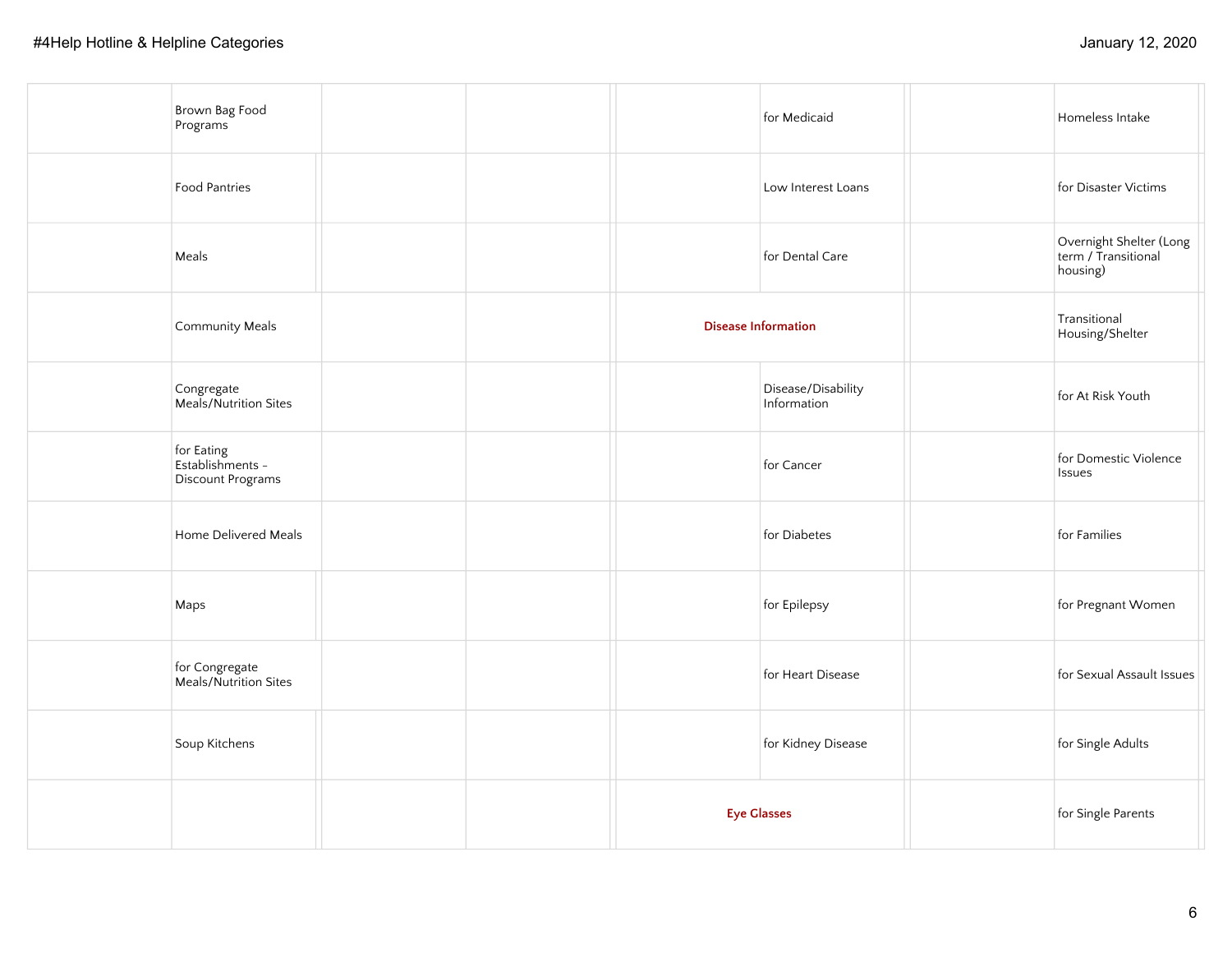| | | | | | | | |
|---|---|---|---|---|---|---|---|
| | Brown Bag Food Programs | | | | for Medicaid | | Homeless Intake |
| | Food Pantries | | | | Low Interest Loans | | for Disaster Victims |
| | Meals | | | | for Dental Care | | Overnight Shelter (Long term / Transitional housing) |
| | Community Meals | | | **Disease Information** | | | Transitional Housing/Shelter |
| | Congregate Meals/Nutrition Sites | | | | Disease/Disability Information | | for At Risk Youth |
| | for Eating Establishments - Discount Programs | | | | for Cancer | | for Domestic Violence Issues |
| | Home Delivered Meals | | | | for Diabetes | | for Families |
| | Maps | | | | for Epilepsy | | for Pregnant Women |
| | for Congregate Meals/Nutrition Sites | | | | for Heart Disease | | for Sexual Assault Issues |
| | Soup Kitchens | | | | for Kidney Disease | | for Single Adults |
| | | | | **Eye Glasses** | | | for Single Parents |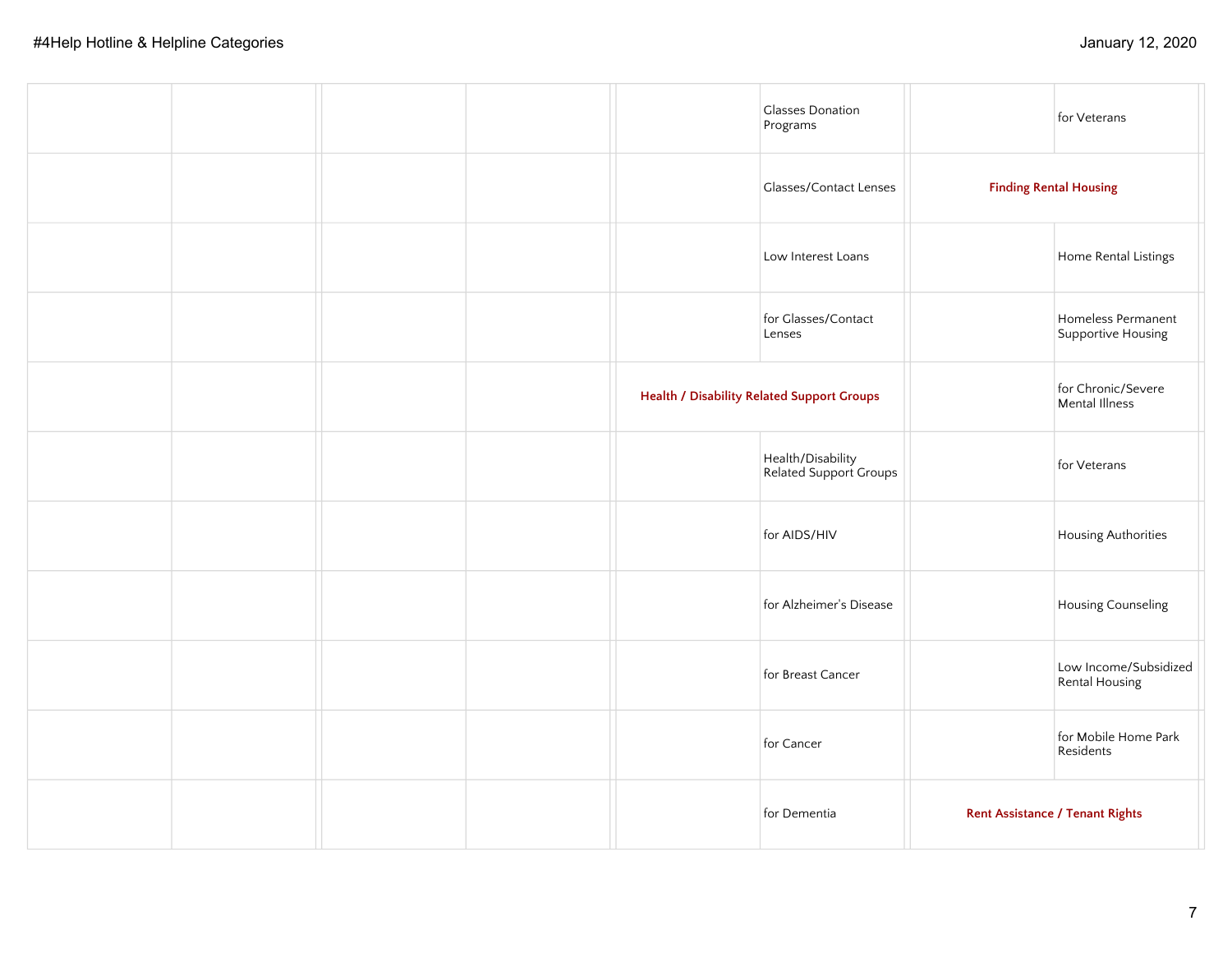| | | | | | | | |
|---|---|---|---|---|---|---|---|
| | | | | | Glasses Donation Programs | | for Veterans |
| | | | | | Glasses/Contact Lenses | **Finding Rental Housing** | |
| | | | | | Low Interest Loans | | Home Rental Listings |
| | | | | | for Glasses/Contact Lenses | | Homeless Permanent Supportive Housing |
| | | | | **Health / Disability Related Support Groups** | | | for Chronic/Severe Mental Illness |
| | | | | | Health/Disability Related Support Groups | | for Veterans |
| | | | | | for AIDS/HIV | | Housing Authorities |
| | | | | | for Alzheimer's Disease | | Housing Counseling |
| | | | | | for Breast Cancer | | Low Income/Subsidized Rental Housing |
| | | | | | for Cancer | | for Mobile Home Park Residents |
| | | | | | for Dementia | **Rent Assistance / Tenant Rights** | |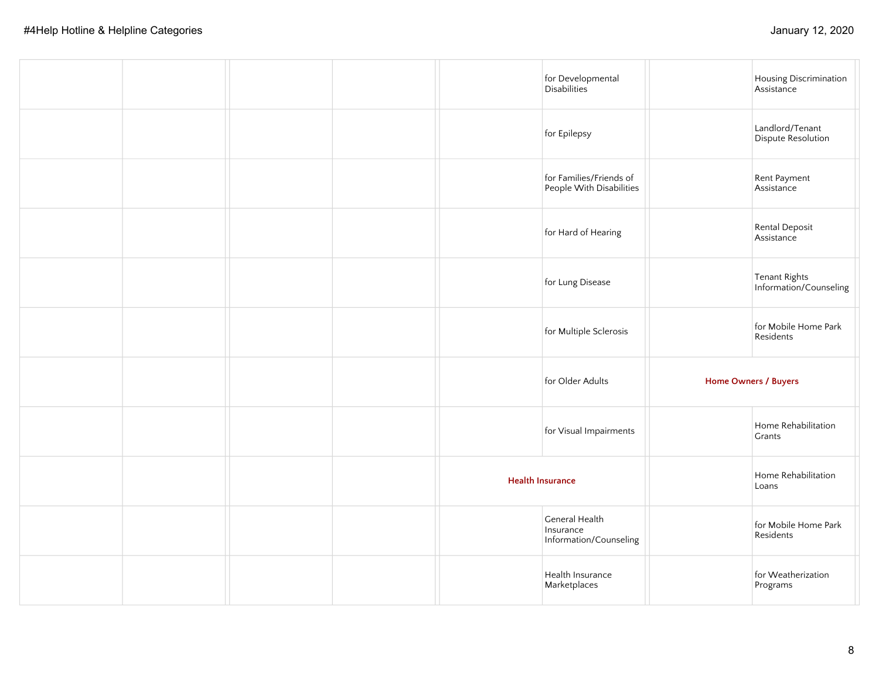| | | | | | | | |
|---|---|---|---|---|---|---|---|
| | | | | | for Developmental Disabilities | | Housing Discrimination Assistance |
| | | | | | for Epilepsy | | Landlord/Tenant Dispute Resolution |
| | | | | | for Families/Friends of People With Disabilities | | Rent Payment Assistance |
| | | | | | for Hard of Hearing | | Rental Deposit Assistance |
| | | | | | for Lung Disease | | Tenant Rights Information/Counseling |
| | | | | | for Multiple Sclerosis | | for Mobile Home Park Residents |
| | | | | | for Older Adults | **Home Owners / Buyers** | |
| | | | | | for Visual Impairments | | Home Rehabilitation Grants |
| | | | | **Health Insurance** | | | Home Rehabilitation Loans |
| | | | | | General Health Insurance Information/Counseling | | for Mobile Home Park Residents |
| | | | | | Health Insurance Marketplaces | | for Weatherization Programs |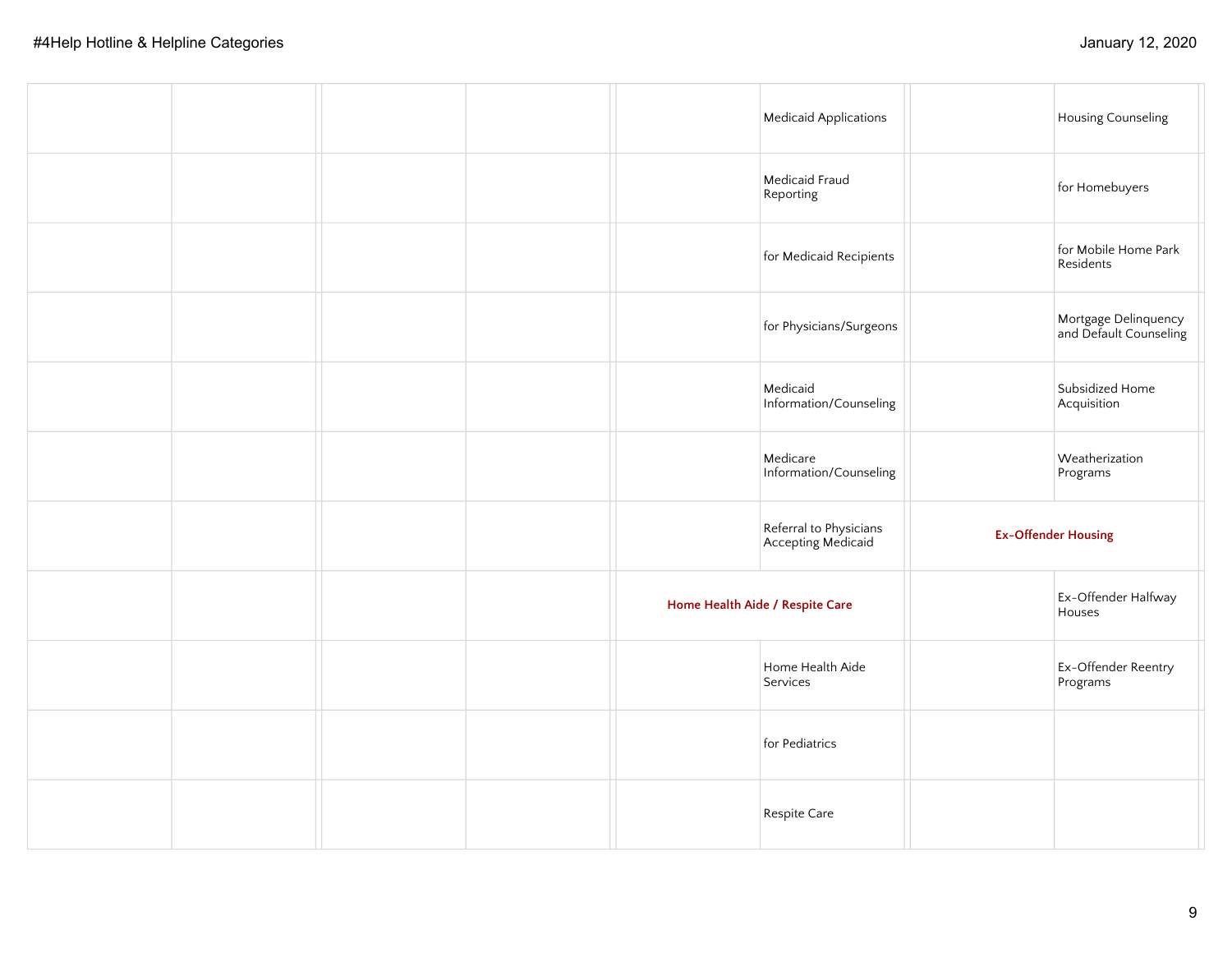| | | | | | | | |
|---|---|---|---|---|---|---|---|
| | | | | | Medicaid Applications | | Housing Counseling |
| | | | | | Medicaid Fraud Reporting | | for Homebuyers |
| | | | | | for Medicaid Recipients | | for Mobile Home Park Residents |
| | | | | | for Physicians/Surgeons | | Mortgage Delinquency and Default Counseling |
| | | | | | Medicaid Information/Counseling | | Subsidized Home Acquisition |
| | | | | | Medicare Information/Counseling | | Weatherization Programs |
| | | | | | Referral to Physicians Accepting Medicaid | **Ex-Offender Housing** | |
| | | | | **Home Health Aide / Respite Care** | | | Ex-Offender Halfway Houses |
| | | | | | Home Health Aide Services | | Ex-Offender Reentry Programs |
| | | | | | for Pediatrics | | |
| | | | | | Respite Care | | |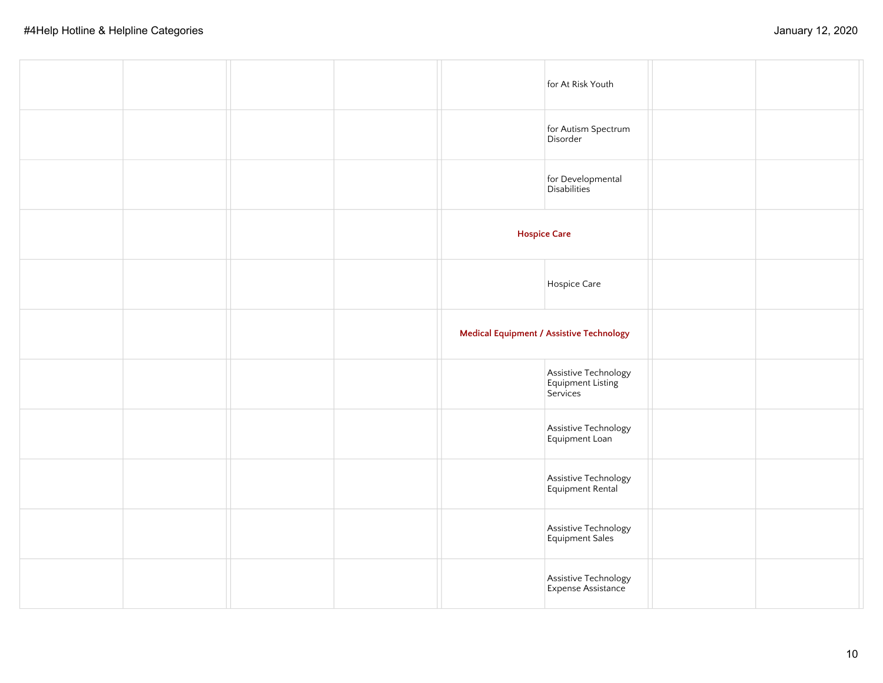| | | | | | | | |
|---|---|---|---|---|---|---|---|
| | | | | | for At Risk Youth | | |
| | | | | | for Autism Spectrum Disorder | | |
| | | | | | for Developmental Disabilities | | |
| | | | | **Hospice Care** | | | |
| | | | | | Hospice Care | | |
| | | | | **Medical Equipment / Assistive Technology** | | | |
| | | | | | Assistive Technology Equipment Listing Services | | |
| | | | | | Assistive Technology Equipment Loan | | |
| | | | | | Assistive Technology Equipment Rental | | |
| | | | | | Assistive Technology Equipment Sales | | |
| | | | | | Assistive Technology Expense Assistance | | |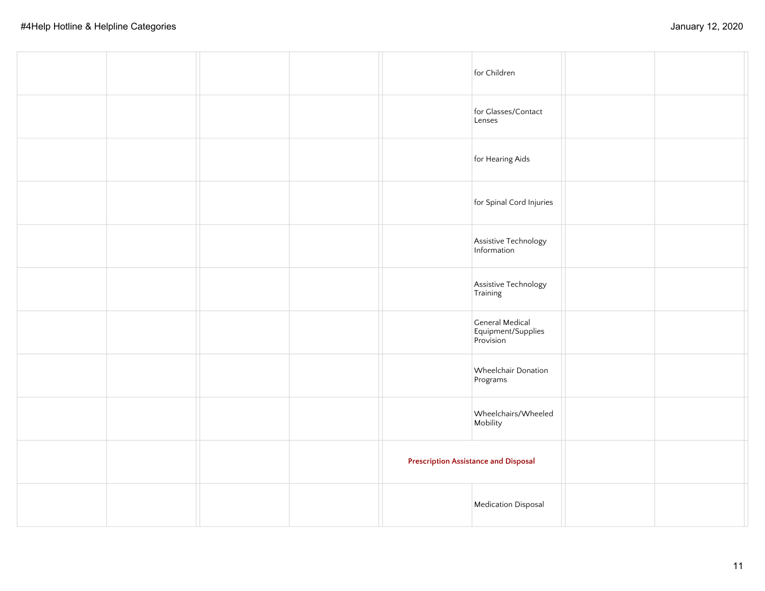| | | | | | | | |
|---|---|---|---|---|---|---|---|
| | | | | | for Children | | |
| | | | | | for Glasses/Contact Lenses | | |
| | | | | | for Hearing Aids | | |
| | | | | | for Spinal Cord Injuries | | |
| | | | | | Assistive Technology Information | | |
| | | | | | Assistive Technology Training | | |
| | | | | | General Medical Equipment/Supplies Provision | | |
| | | | | | Wheelchair Donation Programs | | |
| | | | | | Wheelchairs/Wheeled Mobility | | |
| | | | | **Prescription Assistance and Disposal** | | | |
| | | | | | Medication Disposal | | |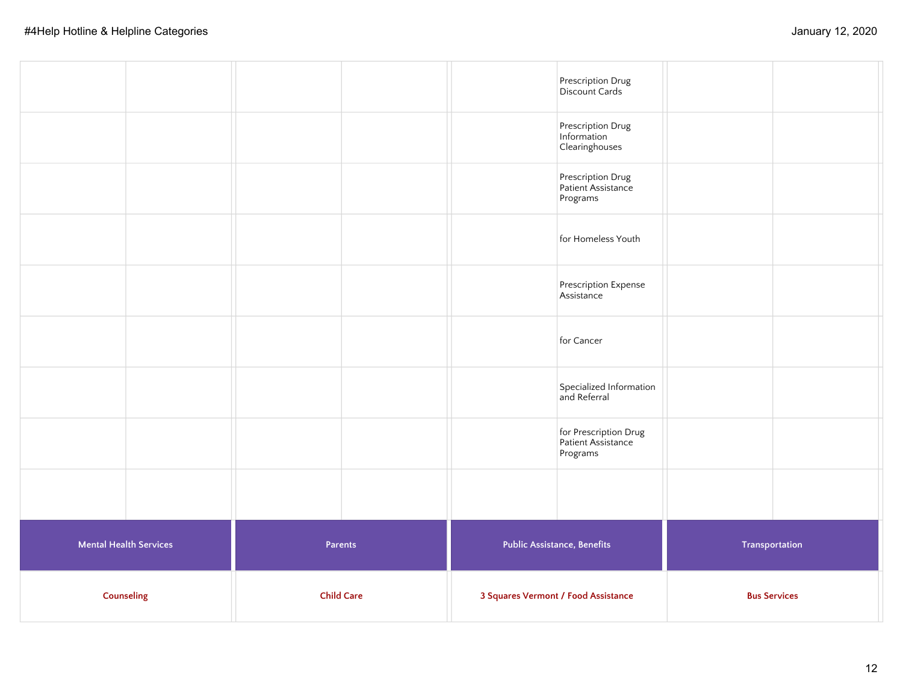| | | | | | | | |
|---|---|---|---|---|---|---|---|
| | | | | | Prescription Drug Discount Cards | | |
| | | | | | Prescription Drug Information Clearinghouses | | |
| | | | | | Prescription Drug Patient Assistance Programs | | |
| | | | | | for Homeless Youth | | |
| | | | | | Prescription Expense Assistance | | |
| | | | | | for Cancer | | |
| | | | | | Specialized Information and Referral | | |
| | | | | | for Prescription Drug Patient Assistance Programs | | |
| | | | | | | | |

| Mental Health Services | Parents | Public Assistance, Benefits | Transportation |
|---|---|---|---|
| **Counseling** | **Child Care** | **3 Squares Vermont / Food Assistance** | **Bus Services** |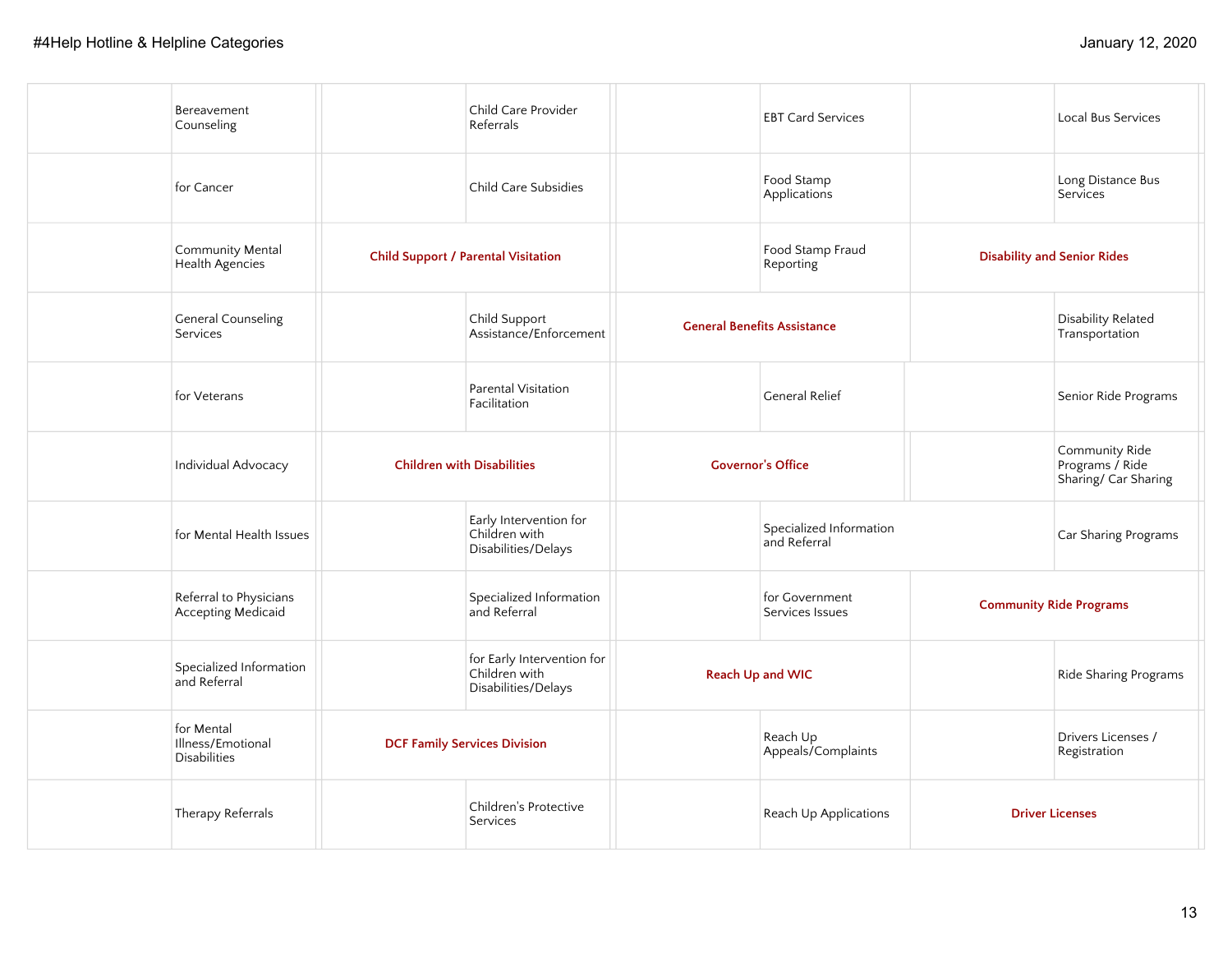| | | | | | | | |
|---|---|---|---|---|---|---|---|
| | Bereavement Counseling | | Child Care Provider Referrals | | EBT Card Services | | Local Bus Services |
| | for Cancer | | Child Care Subsidies | | Food Stamp Applications | | Long Distance Bus Services |
| | Community Mental Health Agencies | **Child Support / Parental Visitation** | | | Food Stamp Fraud Reporting | **Disability and Senior Rides** | |
| | General Counseling Services | | Child Support Assistance/Enforcement | **General Benefits Assistance** | | | Disability Related Transportation |
| | for Veterans | | Parental Visitation Facilitation | | General Relief | | Senior Ride Programs |
| | Individual Advocacy | **Children with Disabilities** | | **Governor's Office** | | | Community Ride Programs / Ride Sharing/ Car Sharing |
| | for Mental Health Issues | | Early Intervention for Children with Disabilities/Delays | | Specialized Information and Referral | | Car Sharing Programs |
| | Referral to Physicians Accepting Medicaid | | Specialized Information and Referral | | for Government Services Issues | **Community Ride Programs** | |
| | Specialized Information and Referral | | for Early Intervention for Children with Disabilities/Delays | **Reach Up and WIC** | | | Ride Sharing Programs |
| | for Mental Illness/Emotional Disabilities | **DCF Family Services Division** | | | Reach Up Appeals/Complaints | | Drivers Licenses / Registration |
| | Therapy Referrals | | Children's Protective Services | | Reach Up Applications | **Driver Licenses** | |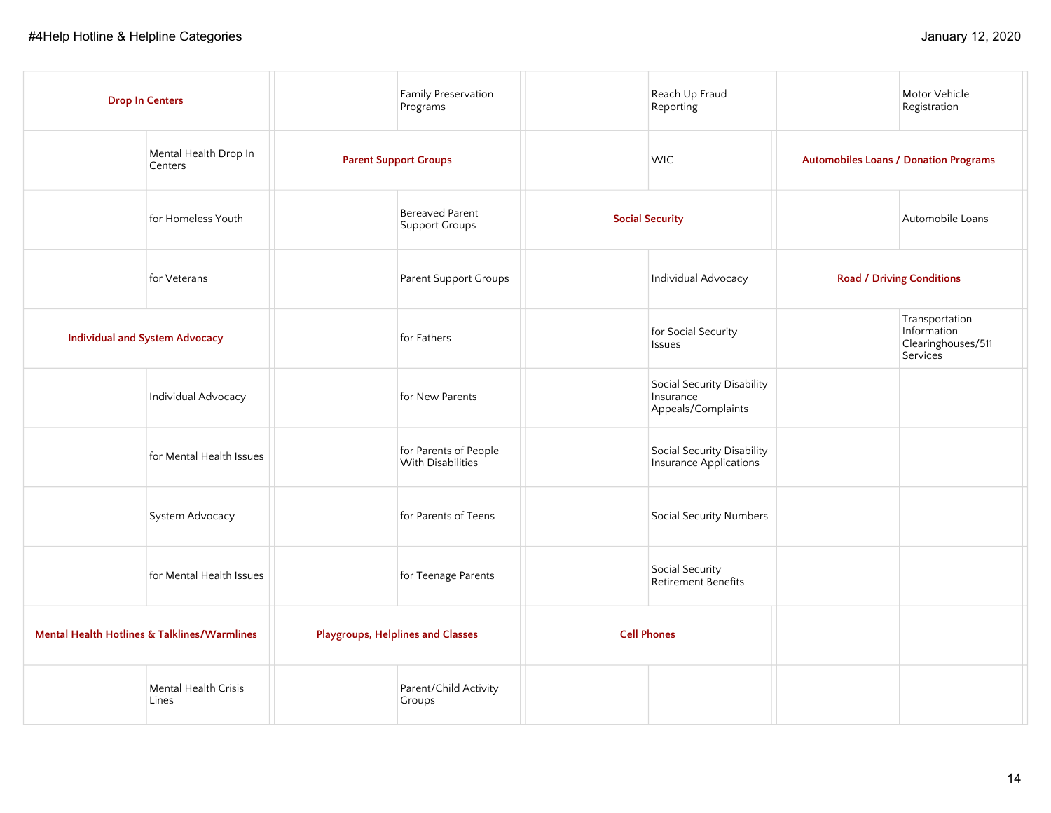| | | | | | | | |
|---|---|---|---|---|---|---|---|
| **Drop In Centers** | | | Family Preservation Programs | | Reach Up Fraud Reporting | | Motor Vehicle Registration |
| | Mental Health Drop In Centers | **Parent Support Groups** | | | WIC | **Automobiles Loans / Donation Programs** | |
| | for Homeless Youth | | Bereaved Parent Support Groups | **Social Security** | | | Automobile Loans |
| | for Veterans | | Parent Support Groups | | Individual Advocacy | **Road / Driving Conditions** | |
| **Individual and System Advocacy** | | | for Fathers | | for Social Security Issues | | Transportation Information Clearinghouses/511 Services |
| | Individual Advocacy | | for New Parents | | Social Security Disability Insurance Appeals/Complaints | | |
| | for Mental Health Issues | | for Parents of People With Disabilities | | Social Security Disability Insurance Applications | | |
| | System Advocacy | | for Parents of Teens | | Social Security Numbers | | |
| | for Mental Health Issues | | for Teenage Parents | | Social Security Retirement Benefits | | |
| **Mental Health Hotlines & Talklines/Warmlines** | | **Playgroups, Helplines and Classes** | | **Cell Phones** | | | |
| | Mental Health Crisis Lines | | Parent/Child Activity Groups | | | | |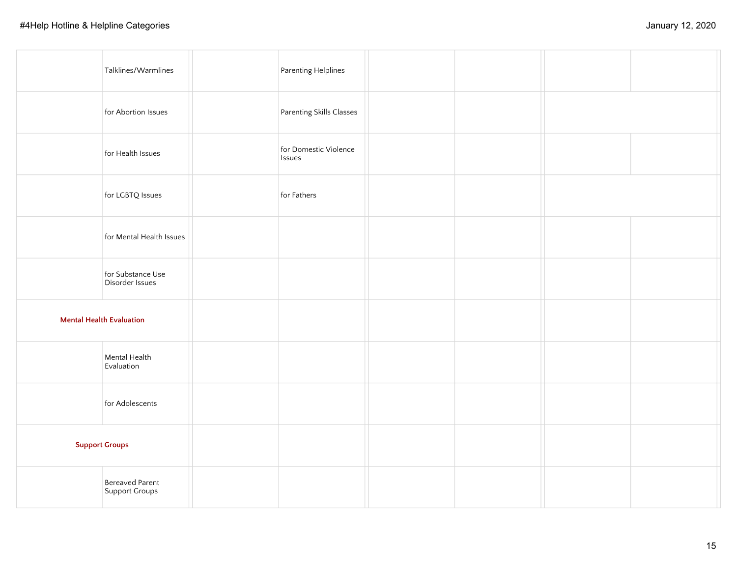| | | | | | | | |
|---|---|---|---|---|---|---|---|
| | Talklines/Warmlines | | Parenting Helplines | | | | |
| | for Abortion Issues | | Parenting Skills Classes | | | | |
| | for Health Issues | | for Domestic Violence Issues | | | | |
| | for LGBTQ Issues | | for Fathers | | | | |
| | for Mental Health Issues | | | | | | |
| | for Substance Use Disorder Issues | | | | | | |
| **Mental Health Evaluation** | | | | | | | |
| | Mental Health Evaluation | | | | | | |
| | for Adolescents | | | | | | |
| **Support Groups** | | | | | | | |
| | Bereaved Parent Support Groups | | | | | | |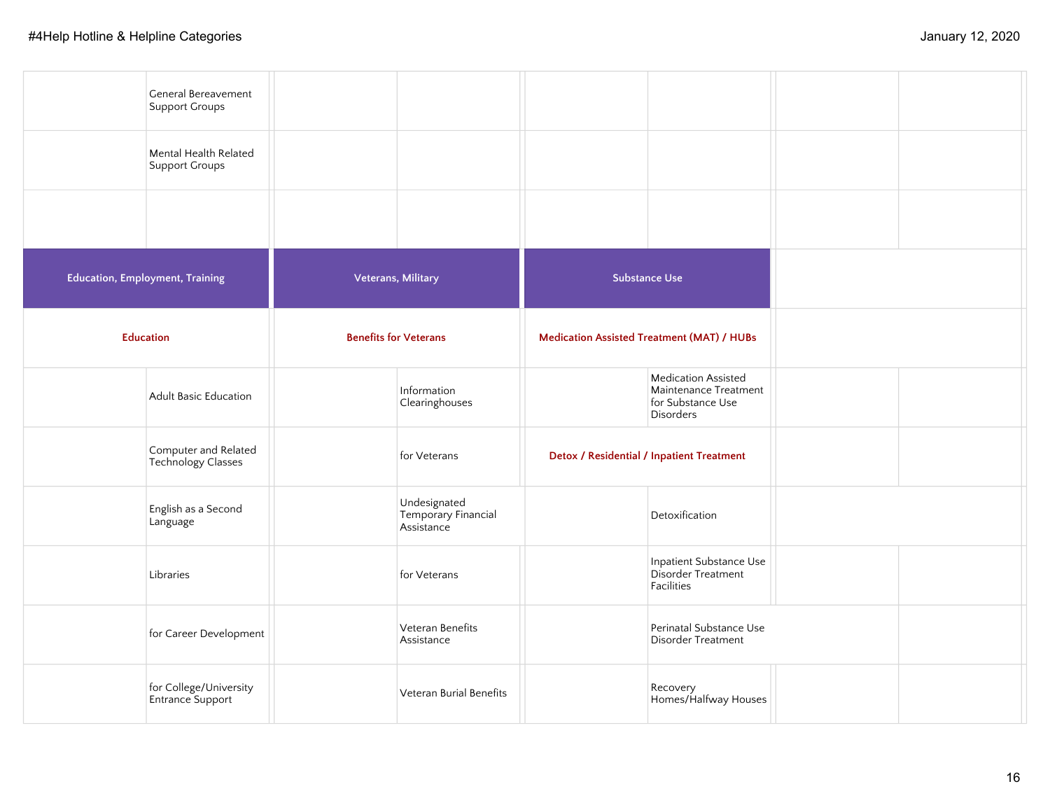| | | | | | | | |
|---|---|---|---|---|---|---|---|
| | General Bereavement Support Groups | | | | | | |
| | Mental Health Related Support Groups | | | | | | |
| | | | | | | | |
| **Education, Employment, Training** | | **Veterans, Military** | | **Substance Use** | | | |
| **Education** | | **Benefits for Veterans** | | **Medication Assisted Treatment (MAT) / HUBs** | | | |
| | Adult Basic Education | | Information Clearinghouses | | Medication Assisted Maintenance Treatment for Substance Use Disorders | | |
| | Computer and Related Technology Classes | | for Veterans | **Detox / Residential / Inpatient Treatment** | | | |
| | English as a Second Language | | Undesignated Temporary Financial Assistance | | Detoxification | | |
| | Libraries | | for Veterans | | Inpatient Substance Use Disorder Treatment Facilities | | |
| | for Career Development | | Veteran Benefits Assistance | | Perinatal Substance Use Disorder Treatment | | |
| | for College/University Entrance Support | | Veteran Burial Benefits | | Recovery Homes/Halfway Houses | | |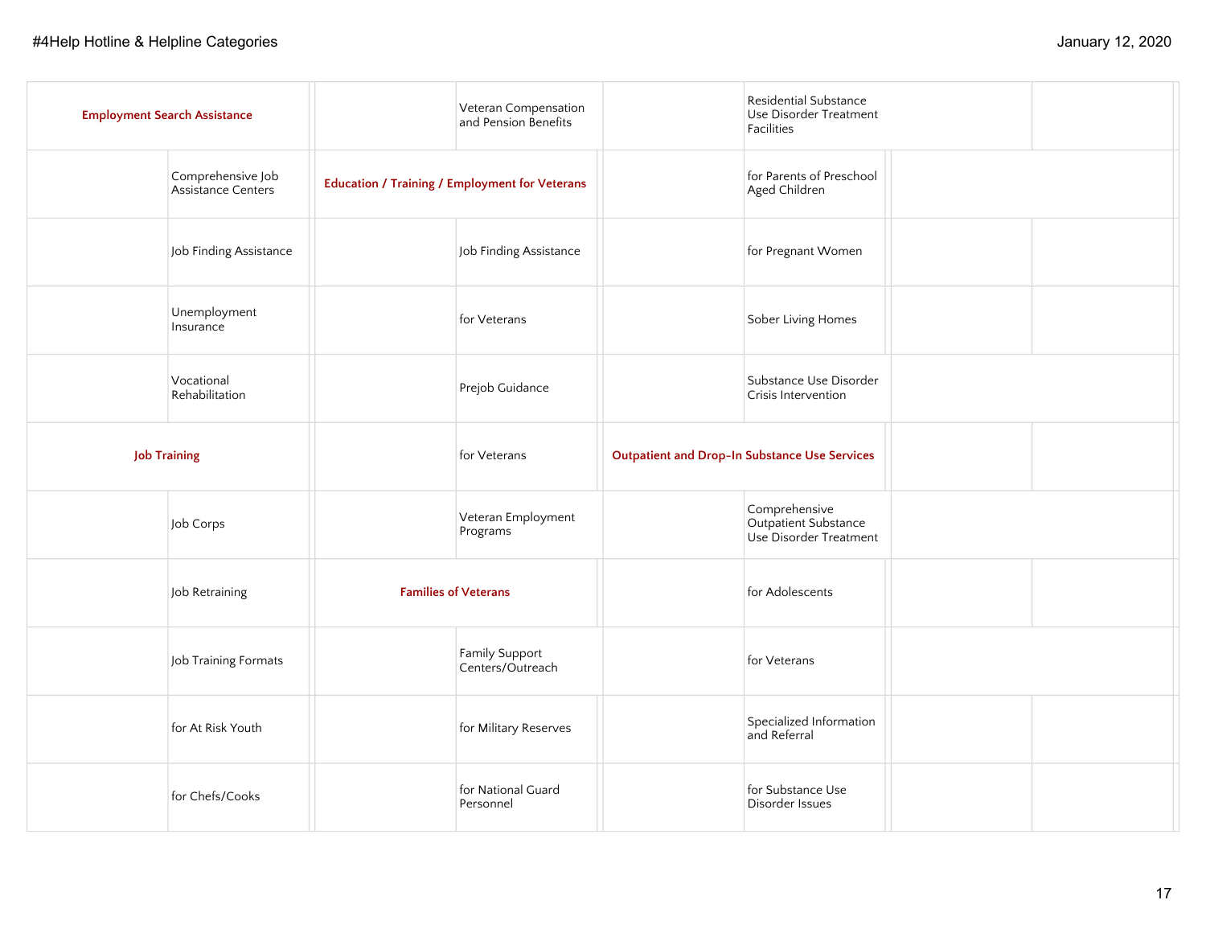| | | | | | | | |
|---|---|---|---|---|---|---|---|
| **Employment Search Assistance** | | | Veteran Compensation and Pension Benefits | | Residential Substance Use Disorder Treatment Facilities | | |
| | Comprehensive Job Assistance Centers | **Education / Training / Employment for Veterans** | | | for Parents of Preschool Aged Children | | |
| | Job Finding Assistance | | Job Finding Assistance | | for Pregnant Women | | |
| | Unemployment Insurance | | for Veterans | | Sober Living Homes | | |
| | Vocational Rehabilitation | | Prejob Guidance | | Substance Use Disorder Crisis Intervention | | |
| **Job Training** | | | for Veterans | **Outpatient and Drop-In Substance Use Services** | | | |
| | Job Corps | | Veteran Employment Programs | | Comprehensive Outpatient Substance Use Disorder Treatment | | |
| | Job Retraining | **Families of Veterans** | | | for Adolescents | | |
| | Job Training Formats | | Family Support Centers/Outreach | | for Veterans | | |
| | for At Risk Youth | | for Military Reserves | | Specialized Information and Referral | | |
| | for Chefs/Cooks | | for National Guard Personnel | | for Substance Use Disorder Issues | | |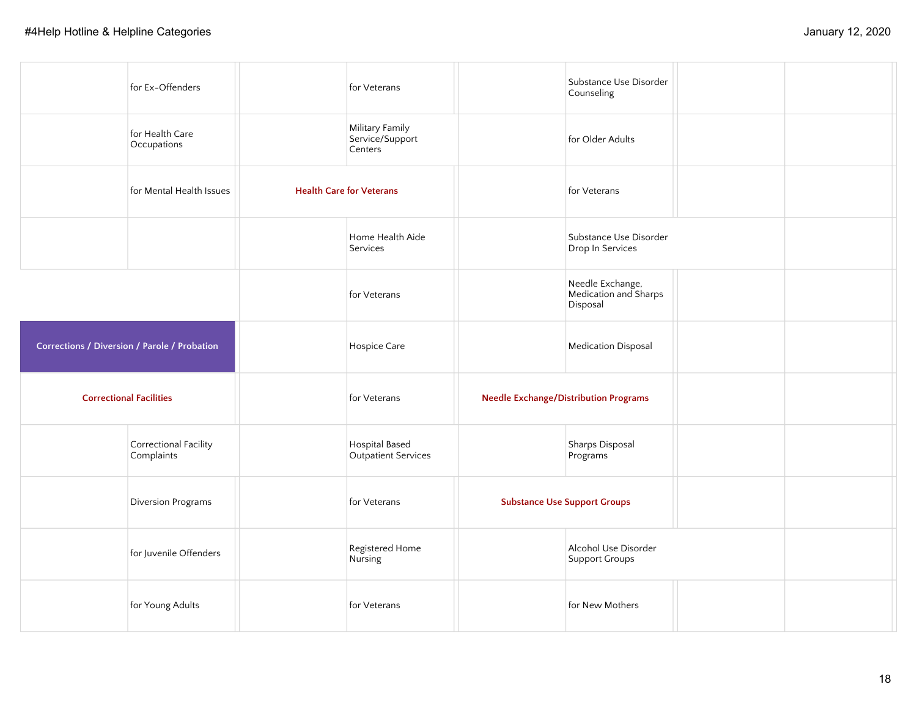| | | | | | | | |
|---|---|---|---|---|---|---|---|
| | for Ex-Offenders | | for Veterans | | Substance Use Disorder Counseling | | |
| | for Health Care Occupations | | Military Family Service/Support Centers | | for Older Adults | | |
| | for Mental Health Issues | **Health Care for Veterans** | | | for Veterans | | |
| | | | Home Health Aide Services | | Substance Use Disorder Drop In Services | | |
| | | | for Veterans | | Needle Exchange, Medication and Sharps Disposal | | |
| **Corrections / Diversion / Parole / Probation** | | | Hospice Care | | Medication Disposal | | |
| **Correctional Facilities** | | | for Veterans | **Needle Exchange/Distribution Programs** | | | |
| | Correctional Facility Complaints | | Hospital Based Outpatient Services | | Sharps Disposal Programs | | |
| | Diversion Programs | | for Veterans | **Substance Use Support Groups** | | | |
| | for Juvenile Offenders | | Registered Home Nursing | | Alcohol Use Disorder Support Groups | | |
| | for Young Adults | | for Veterans | | for New Mothers | | |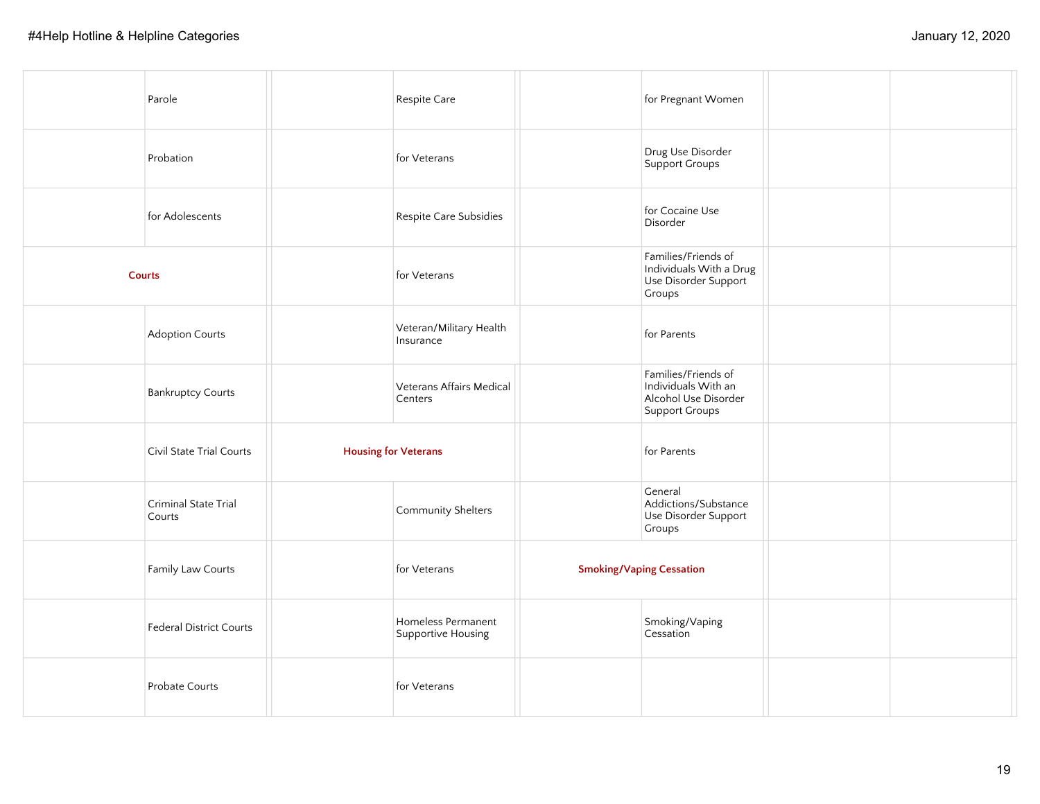| | | | | | | | |
|---|---|---|---|---|---|---|---|
| | Parole | | Respite Care | | for Pregnant Women | | |
| | Probation | | for Veterans | | Drug Use Disorder Support Groups | | |
| | for Adolescents | | Respite Care Subsidies | | for Cocaine Use Disorder | | |
| **Courts** | | | for Veterans | | Families/Friends of Individuals With a Drug Use Disorder Support Groups | | |
| | Adoption Courts | | Veteran/Military Health Insurance | | for Parents | | |
| | Bankruptcy Courts | | Veterans Affairs Medical Centers | | Families/Friends of Individuals With an Alcohol Use Disorder Support Groups | | |
| | Civil State Trial Courts | **Housing for Veterans** | | | for Parents | | |
| | Criminal State Trial Courts | | Community Shelters | | General Addictions/Substance Use Disorder Support Groups | | |
| | Family Law Courts | | for Veterans | **Smoking/Vaping Cessation** | | | |
| | Federal District Courts | | Homeless Permanent Supportive Housing | | Smoking/Vaping Cessation | | |
| | Probate Courts | | for Veterans | | | | |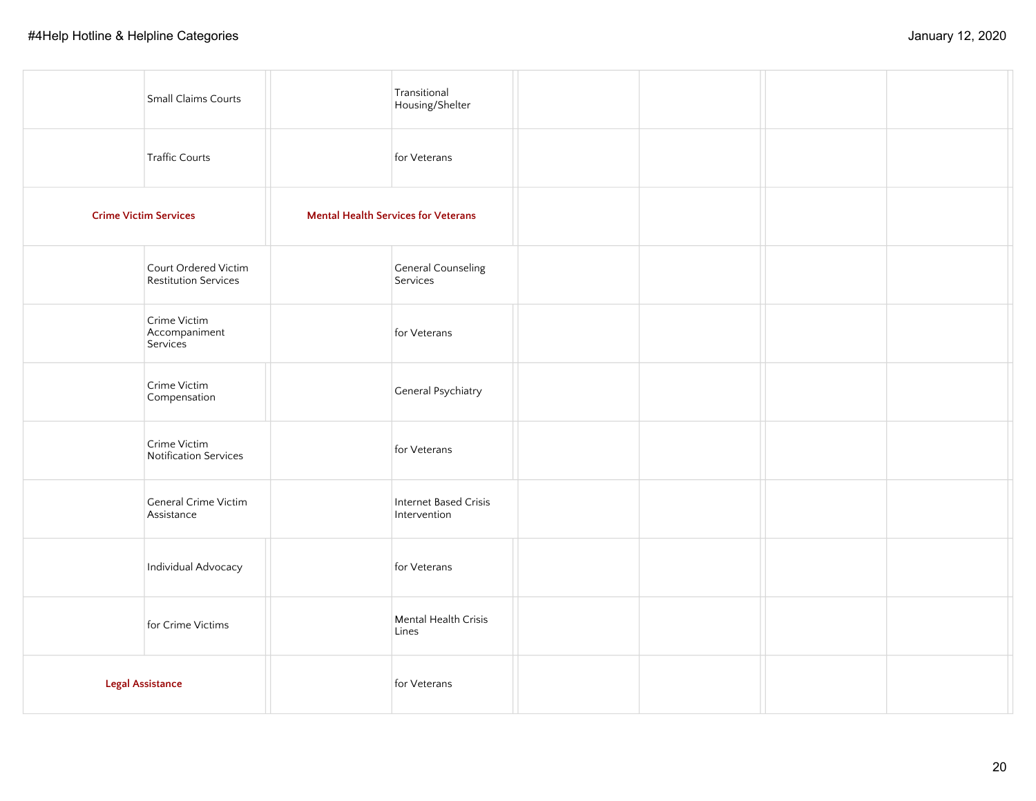| | | | | | | | |
|---|---|---|---|---|---|---|---|
| | Small Claims Courts | | Transitional Housing/Shelter | | | | |
| | Traffic Courts | | for Veterans | | | | |
| **Crime Victim Services** | | **Mental Health Services for Veterans** | | | | | |
| | Court Ordered Victim Restitution Services | | General Counseling Services | | | | |
| | Crime Victim Accompaniment Services | | for Veterans | | | | |
| | Crime Victim Compensation | | General Psychiatry | | | | |
| | Crime Victim Notification Services | | for Veterans | | | | |
| | General Crime Victim Assistance | | Internet Based Crisis Intervention | | | | |
| | Individual Advocacy | | for Veterans | | | | |
| | for Crime Victims | | Mental Health Crisis Lines | | | | |
| **Legal Assistance** | | | for Veterans | | | | |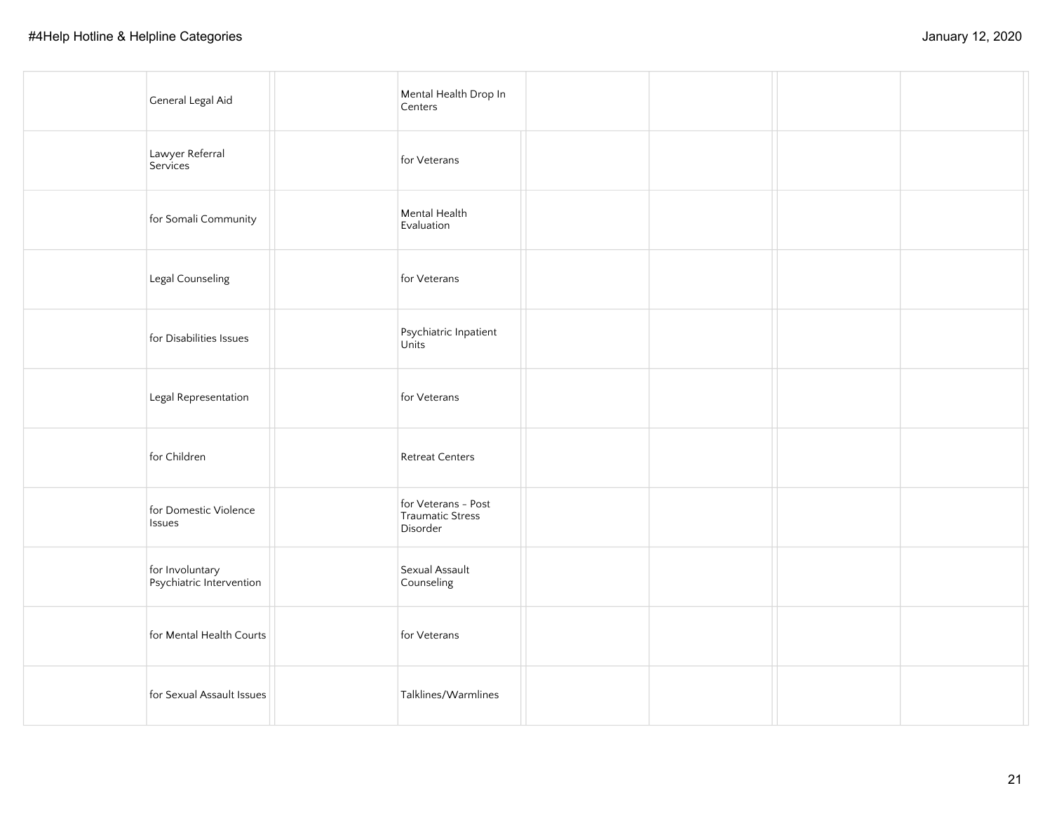| | | | | | | | |
|---|---|---|---|---|---|---|---|
| | General Legal Aid | | Mental Health Drop In Centers | | | | |
| | Lawyer Referral Services | | for Veterans | | | | |
| | for Somali Community | | Mental Health Evaluation | | | | |
| | Legal Counseling | | for Veterans | | | | |
| | for Disabilities Issues | | Psychiatric Inpatient Units | | | | |
| | Legal Representation | | for Veterans | | | | |
| | for Children | | Retreat Centers | | | | |
| | for Domestic Violence Issues | | for Veterans - Post Traumatic Stress Disorder | | | | |
| | for Involuntary Psychiatric Intervention | | Sexual Assault Counseling | | | | |
| | for Mental Health Courts | | for Veterans | | | | |
| | for Sexual Assault Issues | | Talklines/Warmlines | | | | |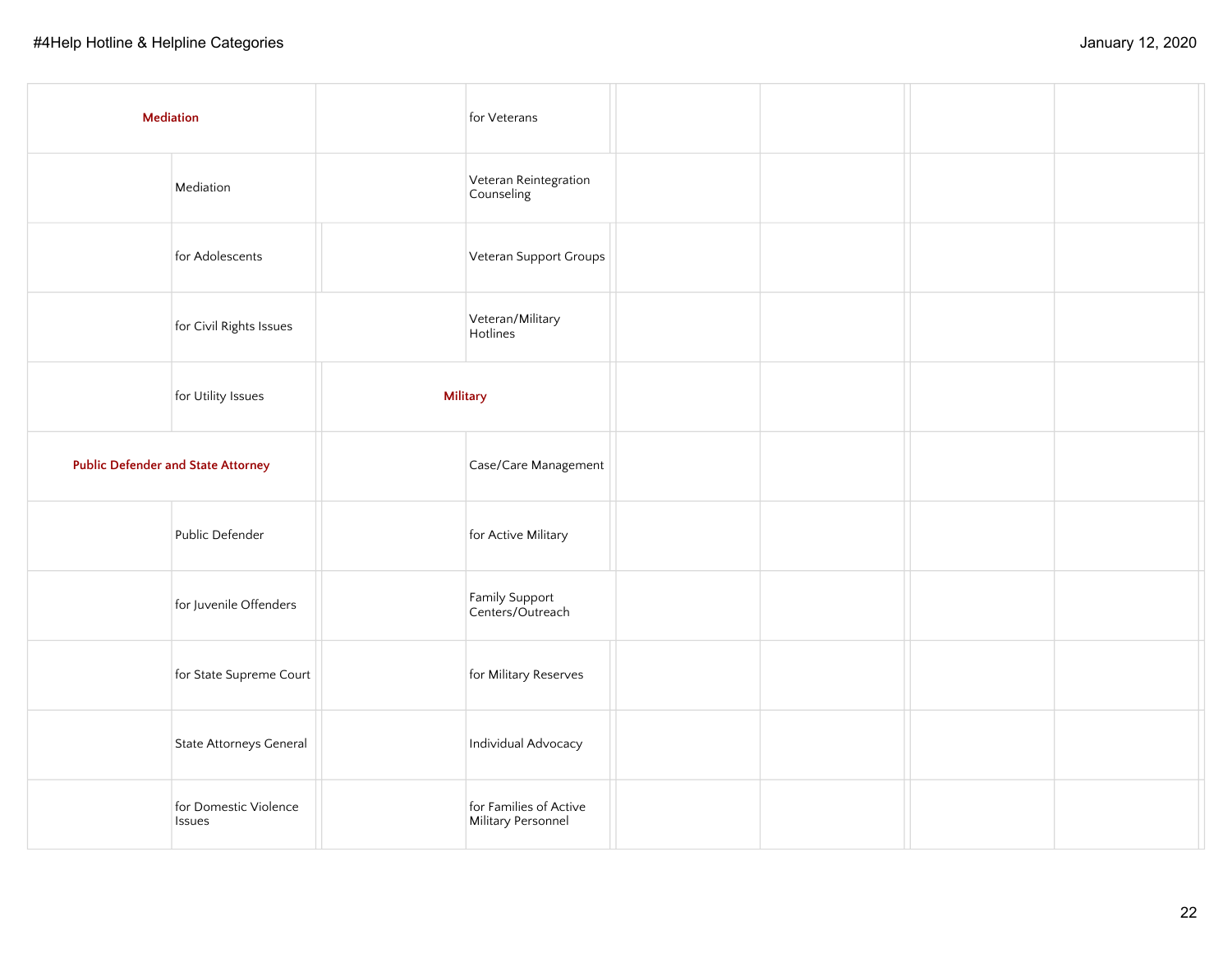| | | | | | | | |
|---|---|---|---|---|---|---|---|
| **Mediation** | | | for Veterans | | | | |
| | Mediation | | Veteran Reintegration Counseling | | | | |
| | for Adolescents | | Veteran Support Groups | | | | |
| | for Civil Rights Issues | | Veteran/Military Hotlines | | | | |
| | for Utility Issues | **Military** | | | | | |
| **Public Defender and State Attorney** | | | Case/Care Management | | | | |
| | Public Defender | | for Active Military | | | | |
| | for Juvenile Offenders | | Family Support Centers/Outreach | | | | |
| | for State Supreme Court | | for Military Reserves | | | | |
| | State Attorneys General | | Individual Advocacy | | | | |
| | for Domestic Violence Issues | | for Families of Active Military Personnel | | | | |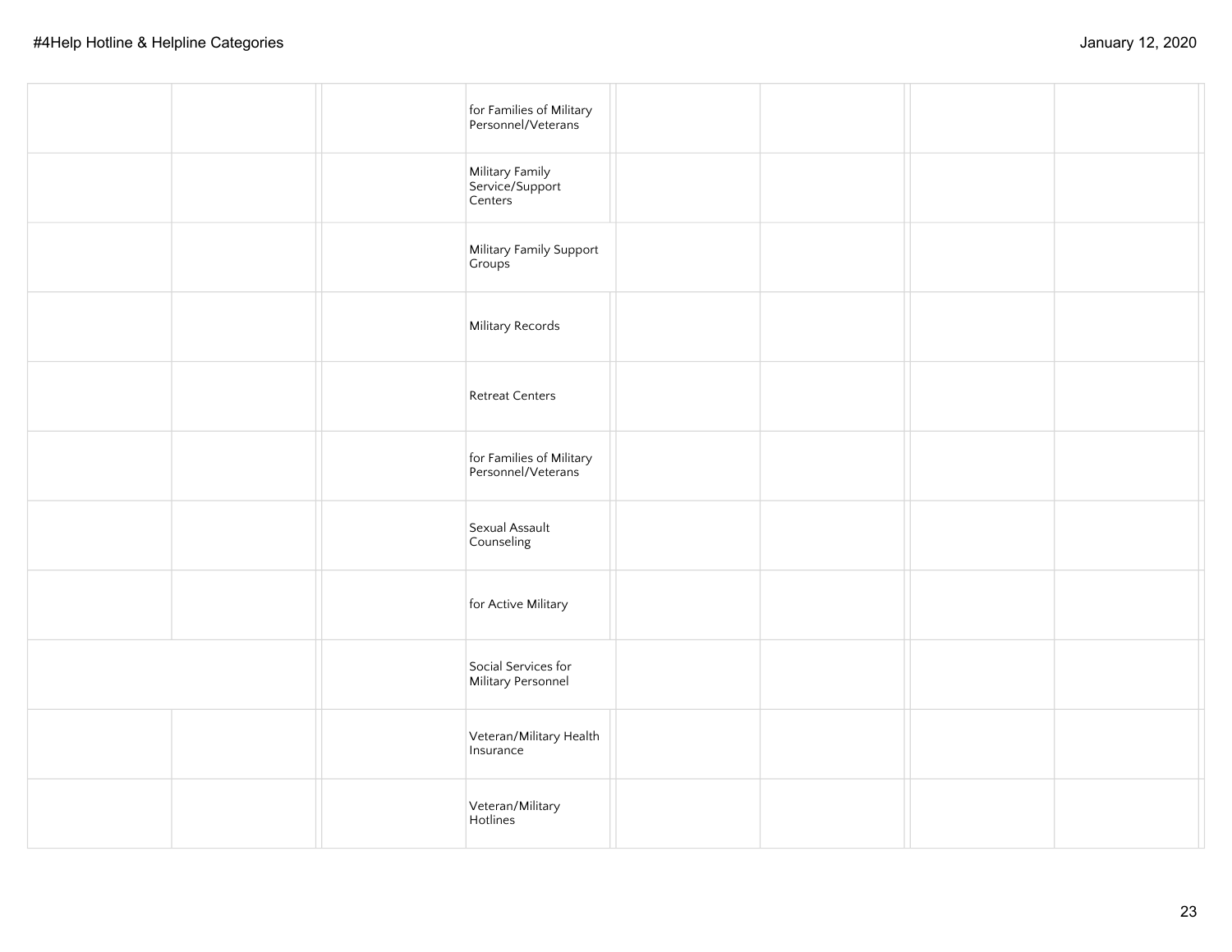| | | | | | | | |
|---|---|---|---|---|---|---|---|
| | | | for Families of Military Personnel/Veterans | | | | |
| | | | Military Family Service/Support Centers | | | | |
| | | | Military Family Support Groups | | | | |
| | | | Military Records | | | | |
| | | | Retreat Centers | | | | |
| | | | for Families of Military Personnel/Veterans | | | | |
| | | | Sexual Assault Counseling | | | | |
| | | | for Active Military | | | | |
| | | | Social Services for Military Personnel | | | | |
| | | | Veteran/Military Health Insurance | | | | |
| | | | Veteran/Military Hotlines | | | | |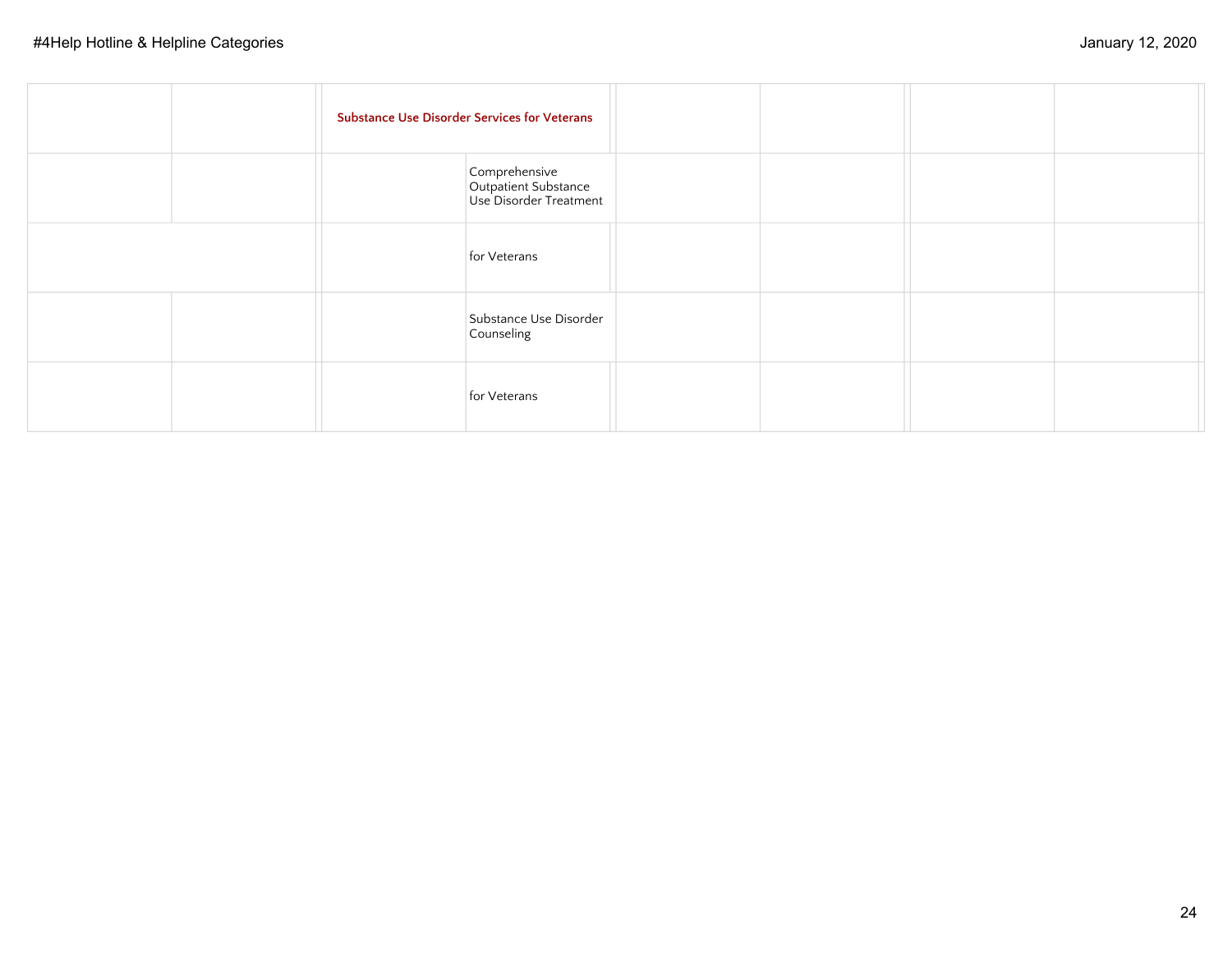| | | | | | | | |
|---|---|---|---|---|---|---|---|
| | | **Substance Use Disorder Services for Veterans** | | | | | |
| | | | Comprehensive Outpatient Substance Use Disorder Treatment | | | | |
| | | | for Veterans | | | | |
| | | | Substance Use Disorder Counseling | | | | |
| | | | for Veterans | | | | |